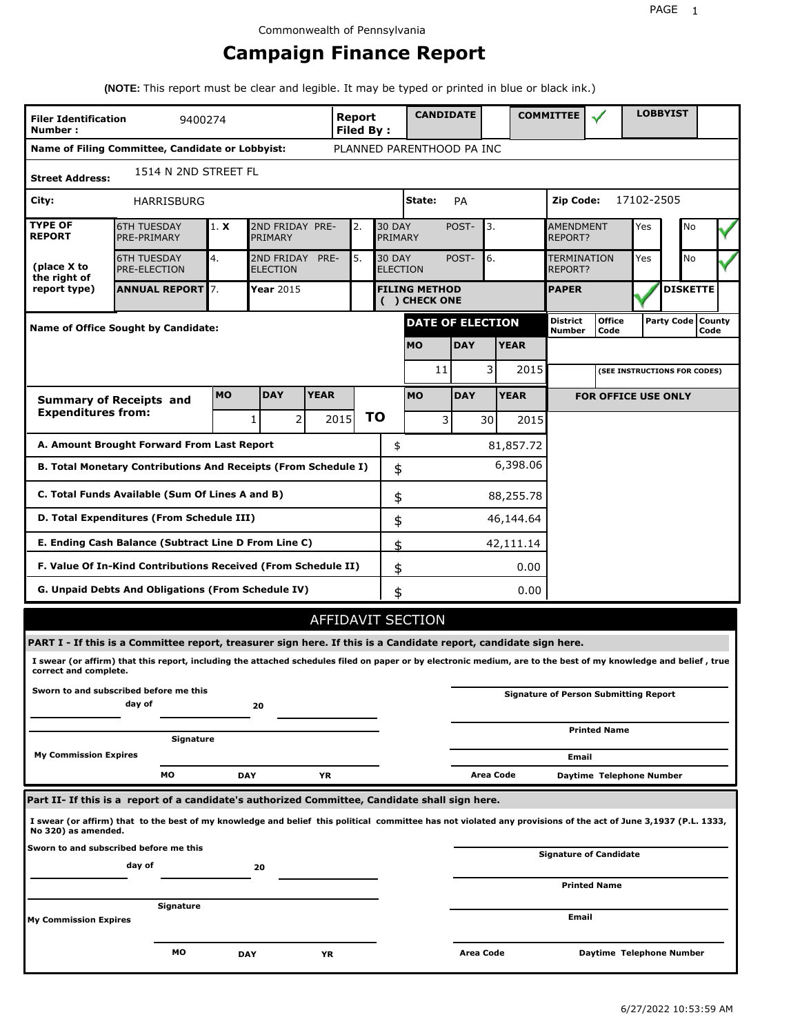Commonwealth of Pennsylvania

# Campaign Finance Report

**(NOTE:** This report must be clear and legible. It may be typed or printed in blue or black ink.)

| **Filer Identification Number :** | 9400274 | **Report Filed By :** | **CANDIDATE** | | **COMMITTEE** | ✓ | **LOBBYIST** | |
|---|---|---|---|---|---|---|---|---|
| **Name of Filing Committee, Candidate or Lobbyist:** | PLANNED PARENTHOOD PA INC | | | | | | | |
| **Street Address:** | 1514 N 2ND STREET FL | | | | | | | |
| **City:** | HARRISBURG | | **State:** | PA | **Zip Code:** | 17102-2505 | | |

| **TYPE OF REPORT** | | | | | | | | | |
|---|---|---|---|---|---|---|---|---|---|
| | 6TH TUESDAY PRE-PRIMARY | 1. **X** | 2ND FRIDAY PRE-PRIMARY | 2. | 30 DAY POST-PRIMARY | 3. | AMENDMENT REPORT? | Yes | No ✓ |
| **(place X to the right of report type)** | 6TH TUESDAY PRE-ELECTION | 4. | 2ND FRIDAY PRE-ELECTION | 5. | 30 DAY POST-ELECTION | 6. | TERMINATION REPORT? | Yes | No ✓ |
| | **ANNUAL REPORT** | 7. | **Year** 2015 | | **FILING METHOD ( ) CHECK ONE** | | **PAPER** ✓ | **DISKETTE** | |

| **Name of Office Sought by Candidate:** | **DATE OF ELECTION** | | | **District Number** | **Office Code** | **Party Code** | **County Code** |
|---|---|---|---|---|---|---|---|
| | **MO** | **DAY** | **YEAR** | | | | |
| | 11 | 3 | 2015 | | **(SEE INSTRUCTIONS FOR CODES)** | | |

| **Summary of Receipts and Expenditures from:** | **MO** | **DAY** | **YEAR** | **TO** | **MO** | **DAY** | **YEAR** | **FOR OFFICE USE ONLY** |
|---|---|---|---|---|---|---|---|---|
| | 1 | 2 | 2015 | | 3 | 30 | 2015 | |

| | | |
|---|---|---|
| **A. Amount Brought Forward From Last Report** | $ | 81,857.72 |
| **B. Total Monetary Contributions And Receipts (From Schedule I)** | $ | 6,398.06 |
| **C. Total Funds Available (Sum Of Lines A and B)** | $ | 88,255.78 |
| **D. Total Expenditures (From Schedule III)** | $ | 46,144.64 |
| **E. Ending Cash Balance (Subtract Line D From Line C)** | $ | 42,111.14 |
| **F. Value Of In-Kind Contributions Received (From Schedule II)** | $ | 0.00 |
| **G. Unpaid Debts And Obligations (From Schedule IV)** | $ | 0.00 |

## AFFIDAVIT SECTION

**PART I - If this is a Committee report, treasurer sign here. If this is a Candidate report, candidate sign here.**

**I swear (or affirm) that this report, including the attached schedules filed on paper or by electronic medium, are to the best of my knowledge and belief , true correct and complete.**

**Sworn to and subscribed before me this** ______ **day of** ______ **20** ______

**Signature of Person Submitting Report**

**Printed Name**

**Signature**

**Email**

**My Commission Expires**

**MO** **DAY** **YR**

**Area Code** **Daytime Telephone Number**

**Part II- If this is a report of a candidate's authorized Committee, Candidate shall sign here.**

**I swear (or affirm) that to the best of my knowledge and belief this political committee has not violated any provisions of the act of June 3,1937 (P.L. 1333, No 320) as amended.**

**Sworn to and subscribed before me this** ______ **day of** ______ **20** ______

**Signature of Candidate**

**Printed Name**

**Signature**

**My Commission Expires**

**Email**

**MO** **DAY** **YR**

**Area Code** **Daytime Telephone Number**

6/27/2022 10:53:59 AM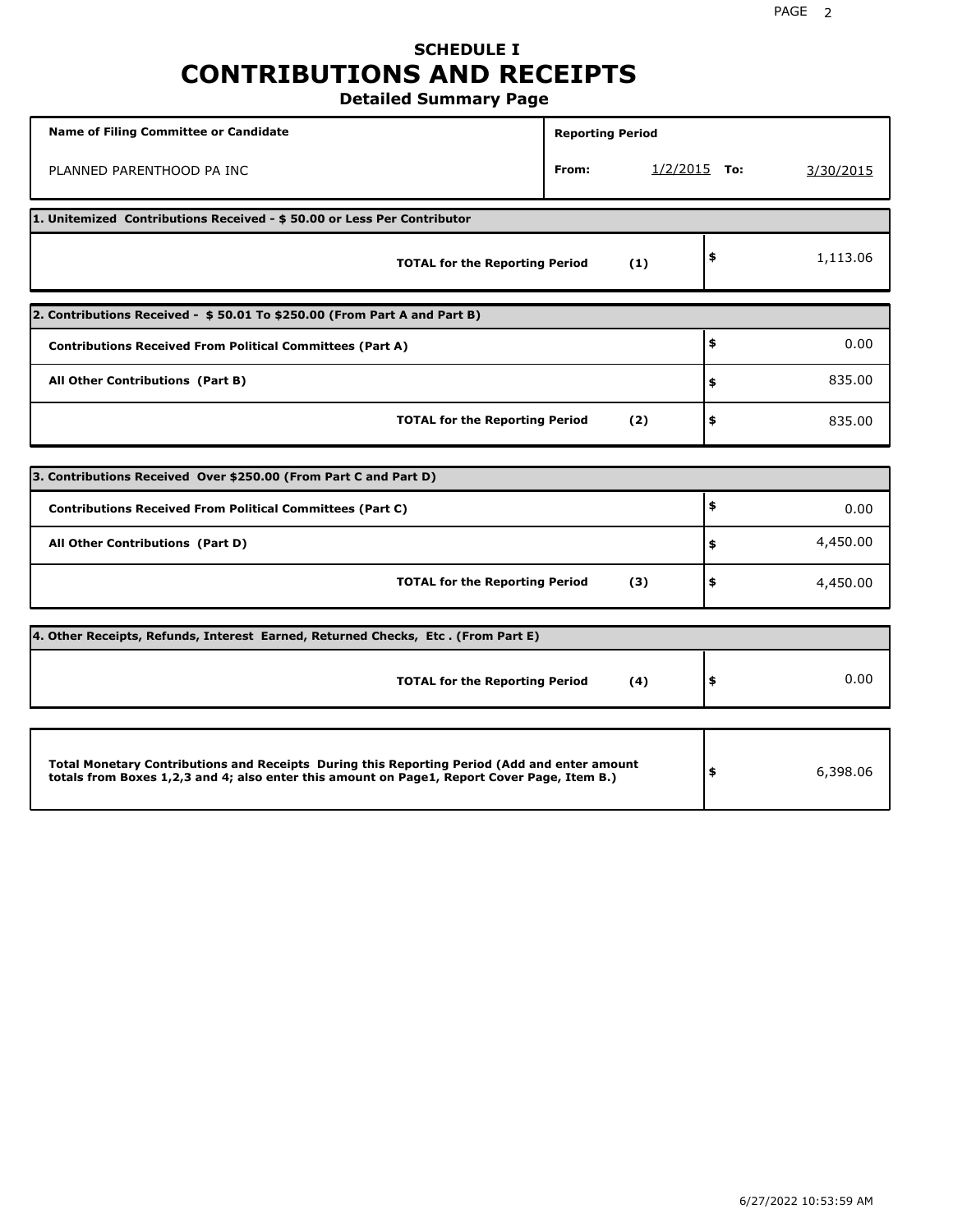# SCHEDULE I
# CONTRIBUTIONS AND RECEIPTS
## Detailed Summary Page

| Name of Filing Committee or Candidate | Reporting Period | |
|---|---|---|
| PLANNED PARENTHOOD PA INC | From: 1/2/2015 | To: 3/30/2015 |

| 1. Unitemized Contributions Received - $ 50.00 or Less Per Contributor | | |
|---|---|---|
| **TOTAL for the Reporting Period** | **(1)** | $ 1,113.06 |

| 2. Contributions Received - $ 50.01 To $250.00 (From Part A and Part B) | | |
|---|---|---|
| **Contributions Received From Political Committees (Part A)** | | $ 0.00 |
| **All Other Contributions (Part B)** | | $ 835.00 |
| **TOTAL for the Reporting Period** | **(2)** | $ 835.00 |

| 3. Contributions Received Over $250.00 (From Part C and Part D) | | |
|---|---|---|
| **Contributions Received From Political Committees (Part C)** | | $ 0.00 |
| **All Other Contributions (Part D)** | | $ 4,450.00 |
| **TOTAL for the Reporting Period** | **(3)** | $ 4,450.00 |

| 4. Other Receipts, Refunds, Interest Earned, Returned Checks, Etc . (From Part E) | | |
|---|---|---|
| **TOTAL for the Reporting Period** | **(4)** | $ 0.00 |

| | |
|---|---|
| **Total Monetary Contributions and Receipts During this Reporting Period (Add and enter amount totals from Boxes 1,2,3 and 4; also enter this amount on Page1, Report Cover Page, Item B.)** | $ 6,398.06 |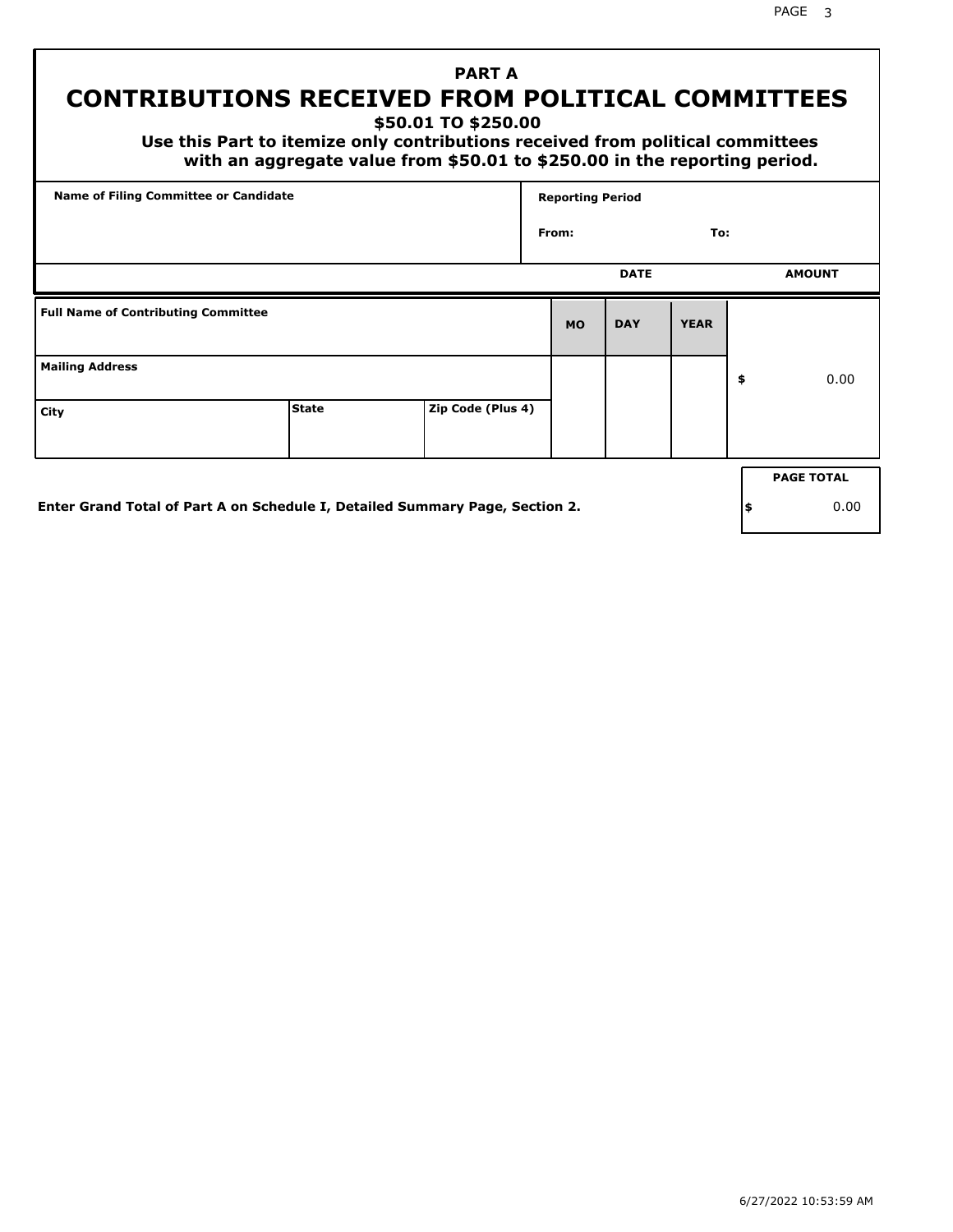## PART A

# CONTRIBUTIONS RECEIVED FROM POLITICAL COMMITTEES

### $50.01 TO $250.00

**Use this Part to itemize only contributions received from political committees with an aggregate value from $50.01 to $250.00 in the reporting period.**

| Name of Filing Committee or Candidate | Reporting Period |
|---|---|
| | From: To: |

| Full Name of Contributing Committee | | | DATE MO | DAY | YEAR | AMOUNT |
|---|---|---|---|---|---|---|
| Mailing Address | | | | | | $ 0.00 |
| City | State | Zip Code (Plus 4) | | | | |

**Enter Grand Total of Part A on Schedule I, Detailed Summary Page, Section 2.**

| PAGE TOTAL |
|---|
| $ 0.00 |

6/27/2022 10:53:59 AM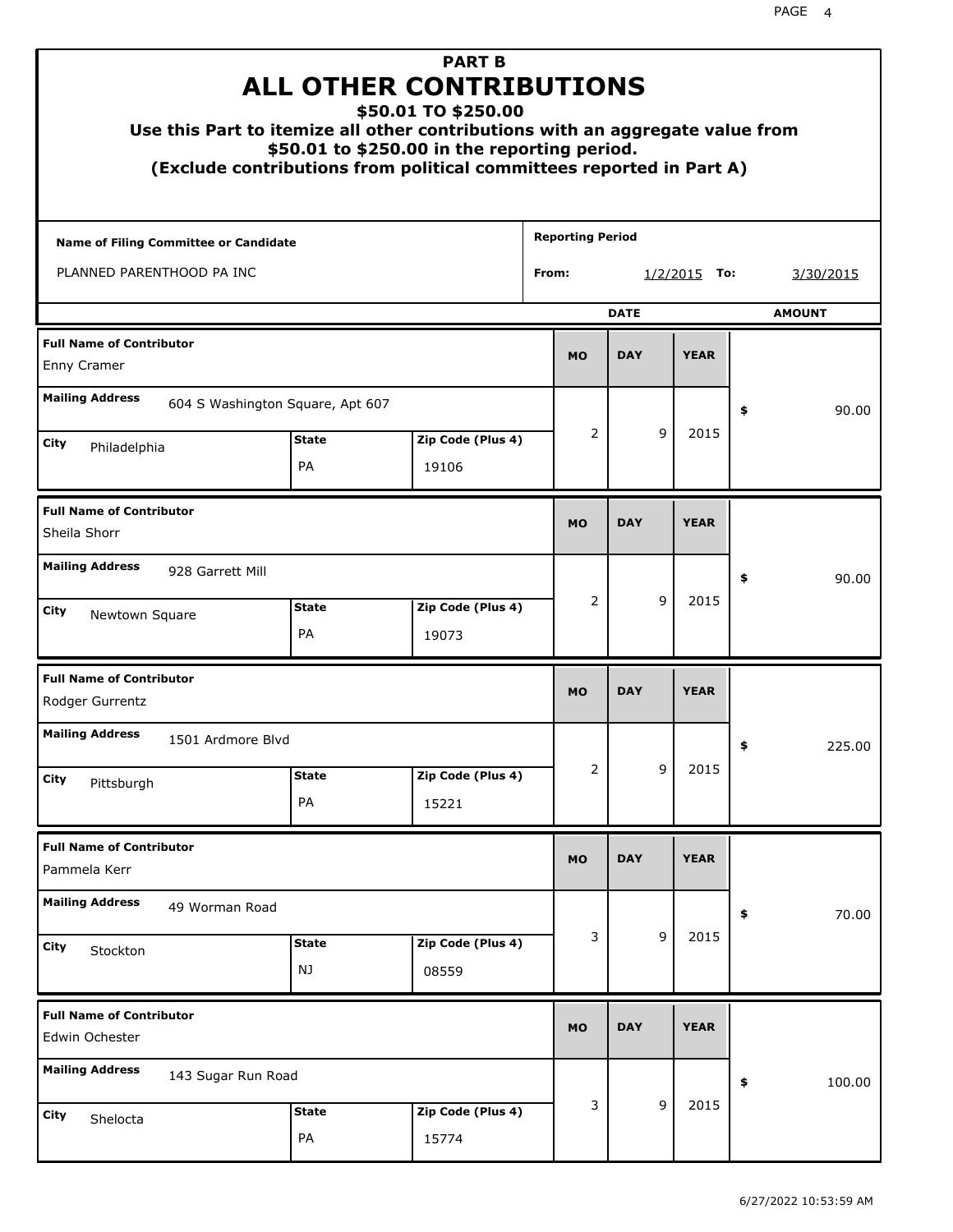# PART B
# ALL OTHER CONTRIBUTIONS
## $50.01 TO $250.00

**Use this Part to itemize all other contributions with an aggregate value from $50.01 to $250.00 in the reporting period.**
**(Exclude contributions from political committees reported in Part A)**

| Name of Filing Committee or Candidate | Reporting Period |
|---|---|
| PLANNED PARENTHOOD PA INC | From: 1/2/2015 To: 3/30/2015 |

| Full Name of Contributor | Mailing Address | City | State | Zip Code (Plus 4) | MO | DAY | YEAR | AMOUNT |
|---|---|---|---|---|---|---|---|---|
| Enny Cramer | 604 S Washington Square, Apt 607 | Philadelphia | PA | 19106 | 2 | 9 | 2015 | $ 90.00 |
| Sheila Shorr | 928 Garrett Mill | Newtown Square | PA | 19073 | 2 | 9 | 2015 | $ 90.00 |
| Rodger Gurrentz | 1501 Ardmore Blvd | Pittsburgh | PA | 15221 | 2 | 9 | 2015 | $ 225.00 |
| Pammela Kerr | 49 Worman Road | Stockton | NJ | 08559 | 3 | 9 | 2015 | $ 70.00 |
| Edwin Ochester | 143 Sugar Run Road | Shelocta | PA | 15774 | 3 | 9 | 2015 | $ 100.00 |

6/27/2022 10:53:59 AM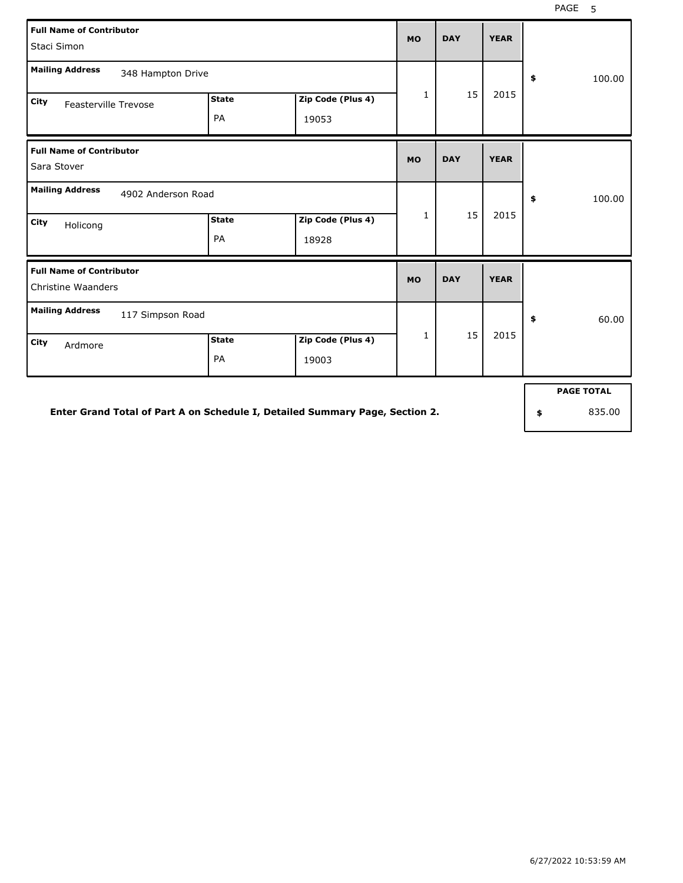| Full Name of Contributor | | | MO | DAY | YEAR | |
|---|---|---|---|---|---|---|
| Staci Simon | | | | | | |
| **Mailing Address** 348 Hampton Drive | | | 1 | 15 | 2015 | $ 100.00 |
| **City** Feasterville Trevose | **State** PA | **Zip Code (Plus 4)** 19053 | | | | |

| Full Name of Contributor | | | MO | DAY | YEAR | |
|---|---|---|---|---|---|---|
| Sara Stover | | | | | | |
| **Mailing Address** 4902 Anderson Road | | | 1 | 15 | 2015 | $ 100.00 |
| **City** Holicong | **State** PA | **Zip Code (Plus 4)** 18928 | | | | |

| Full Name of Contributor | | | MO | DAY | YEAR | |
|---|---|---|---|---|---|---|
| Christine Waanders | | | | | | |
| **Mailing Address** 117 Simpson Road | | | 1 | 15 | 2015 | $ 60.00 |
| **City** Ardmore | **State** PA | **Zip Code (Plus 4)** 19003 | | | | |

**Enter Grand Total of Part A on Schedule I, Detailed Summary Page, Section 2.**

| PAGE TOTAL |
|---|
| $ 835.00 |

6/27/2022 10:53:59 AM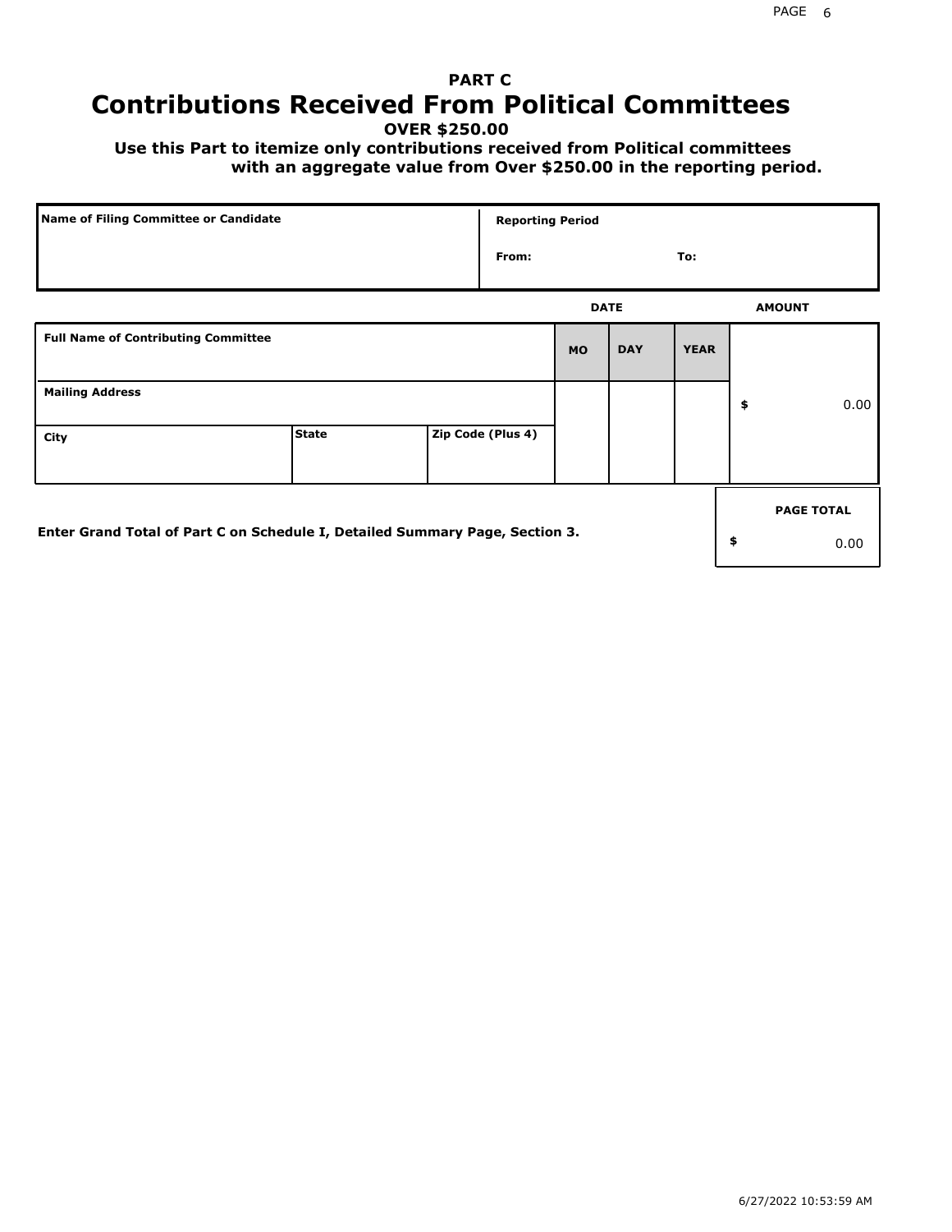## PART C

# Contributions Received From Political Committees

**OVER $250.00**

**Use this Part to itemize only contributions received from Political committees with an aggregate value from Over $250.00 in the reporting period.**

| Name of Filing Committee or Candidate | Reporting Period |
| --- | --- |
| | From: To: |

| Full Name of Contributing Committee | | | DATE MO | DAY | YEAR | AMOUNT |
| --- | --- | --- | --- | --- | --- | --- |
| Mailing Address | | | | | | $ 0.00 |
| City | State | Zip Code (Plus 4) | | | | |

Enter Grand Total of Part C on Schedule I, Detailed Summary Page, Section 3.

| PAGE TOTAL |
| --- |
| $ 0.00 |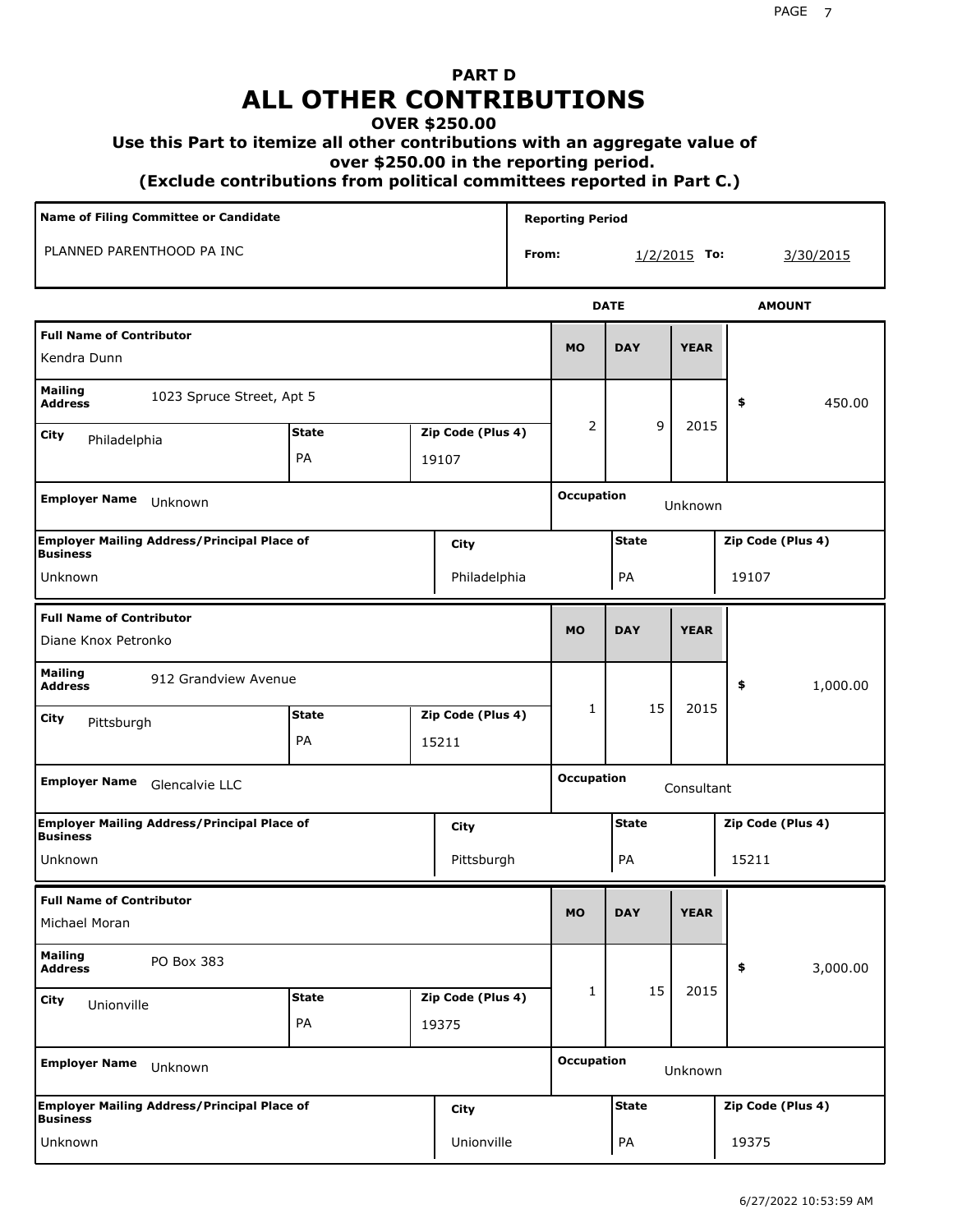# PART D
# ALL OTHER CONTRIBUTIONS

### OVER $250.00

### Use this Part to itemize all other contributions with an aggregate value of over $250.00 in the reporting period.

### (Exclude contributions from political committees reported in Part C.)

| Name of Filing Committee or Candidate | Reporting Period |
| --- | --- |
| PLANNED PARENTHOOD PA INC | From: 1/2/2015 To: 3/30/2015 |

| Full Name of Contributor | Mailing Address | City | State | Zip Code (Plus 4) | MO | DAY | YEAR | AMOUNT | Employer Name | Occupation | Employer Mailing Address/Principal Place of Business | City | State | Zip Code (Plus 4) |
| --- | --- | --- | --- | --- | --- | --- | --- | --- | --- | --- | --- | --- | --- | --- |
| Kendra Dunn | 1023 Spruce Street, Apt 5 | Philadelphia | PA | 19107 | 2 | 9 | 2015 | $ 450.00 | Unknown | Unknown | Unknown | Philadelphia | PA | 19107 |
| Diane Knox Petronko | 912 Grandview Avenue | Pittsburgh | PA | 15211 | 1 | 15 | 2015 | $ 1,000.00 | Glencalvie LLC | Consultant | Unknown | Pittsburgh | PA | 15211 |
| Michael Moran | PO Box 383 | Unionville | PA | 19375 | 1 | 15 | 2015 | $ 3,000.00 | Unknown | Unknown | Unknown | Unionville | PA | 19375 |

6/27/2022 10:53:59 AM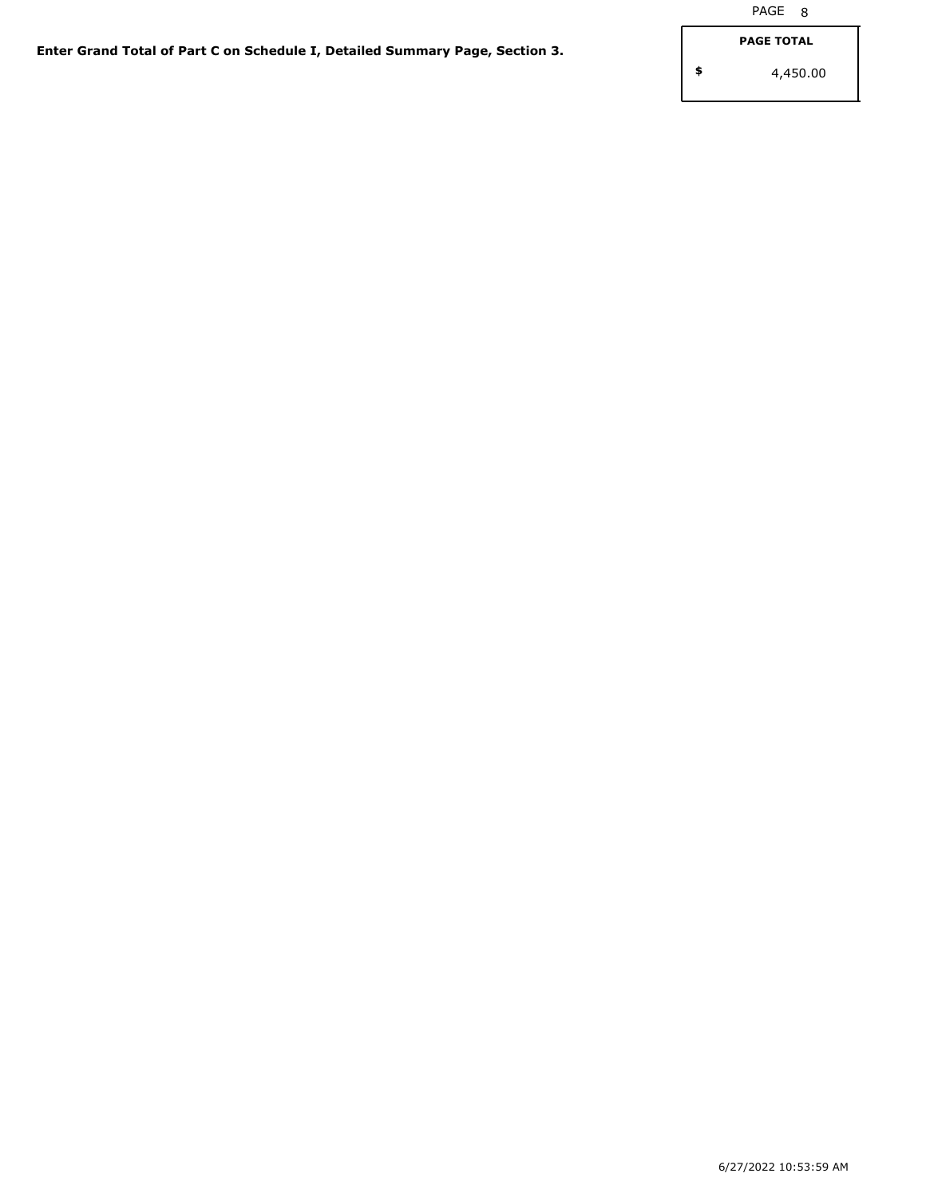**Enter Grand Total of Part C on Schedule I, Detailed Summary Page, Section 3.**

| PAGE TOTAL |
|---|
| $ 4,450.00 |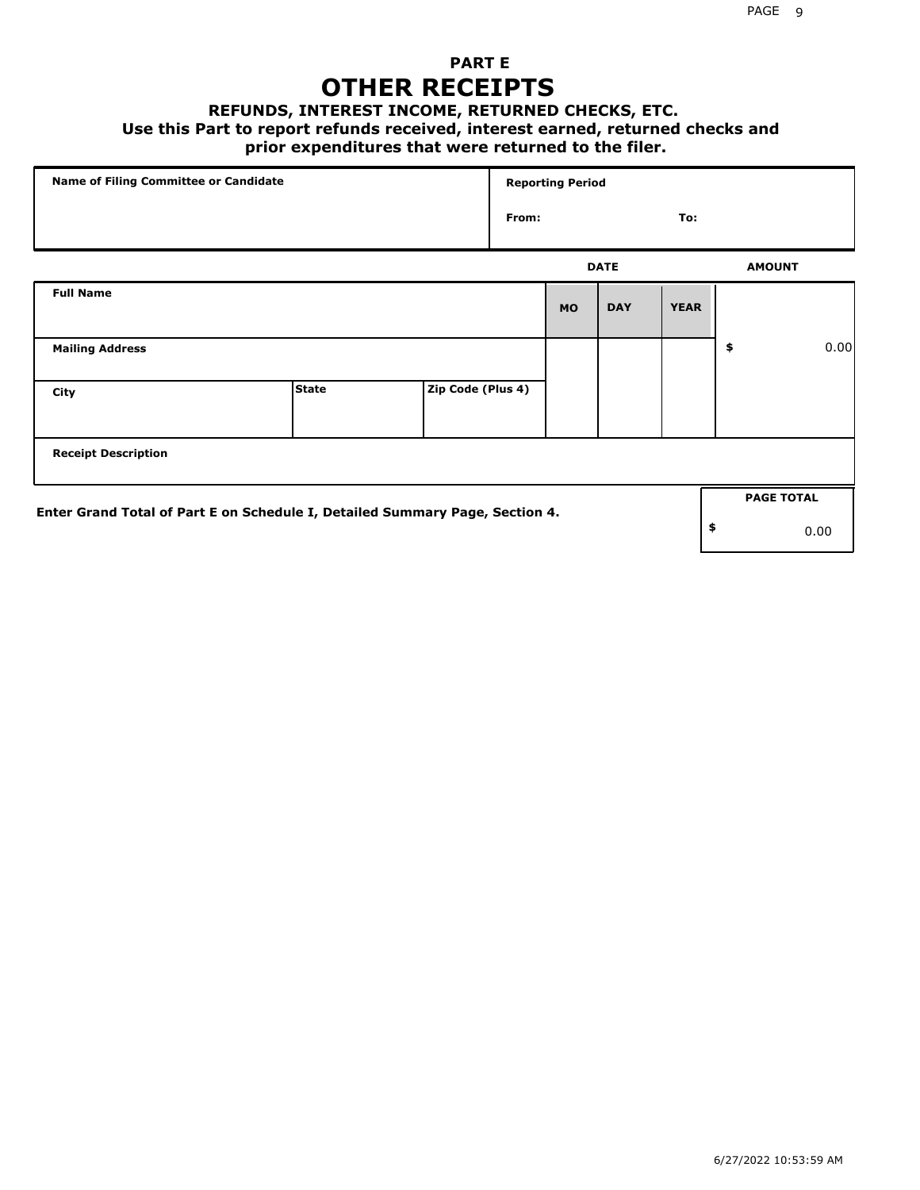# PART E
## OTHER RECEIPTS
### REFUNDS, INTEREST INCOME, RETURNED CHECKS, ETC.
**Use this Part to report refunds received, interest earned, returned checks and prior expenditures that were returned to the filer.**

| Name of Filing Committee or Candidate | Reporting Period |
|---|---|
| | From: To: |

| Full Name | | | DATE MO | DAY | YEAR | AMOUNT |
|---|---|---|---|---|---|---|
| Mailing Address | | | | | | $ 0.00 |
| City | State | Zip Code (Plus 4) | | | | |
| Receipt Description | | | | | | |

**Enter Grand Total of Part E on Schedule I, Detailed Summary Page, Section 4.**

| PAGE TOTAL |
|---|
| $ 0.00 |

6/27/2022 10:53:59 AM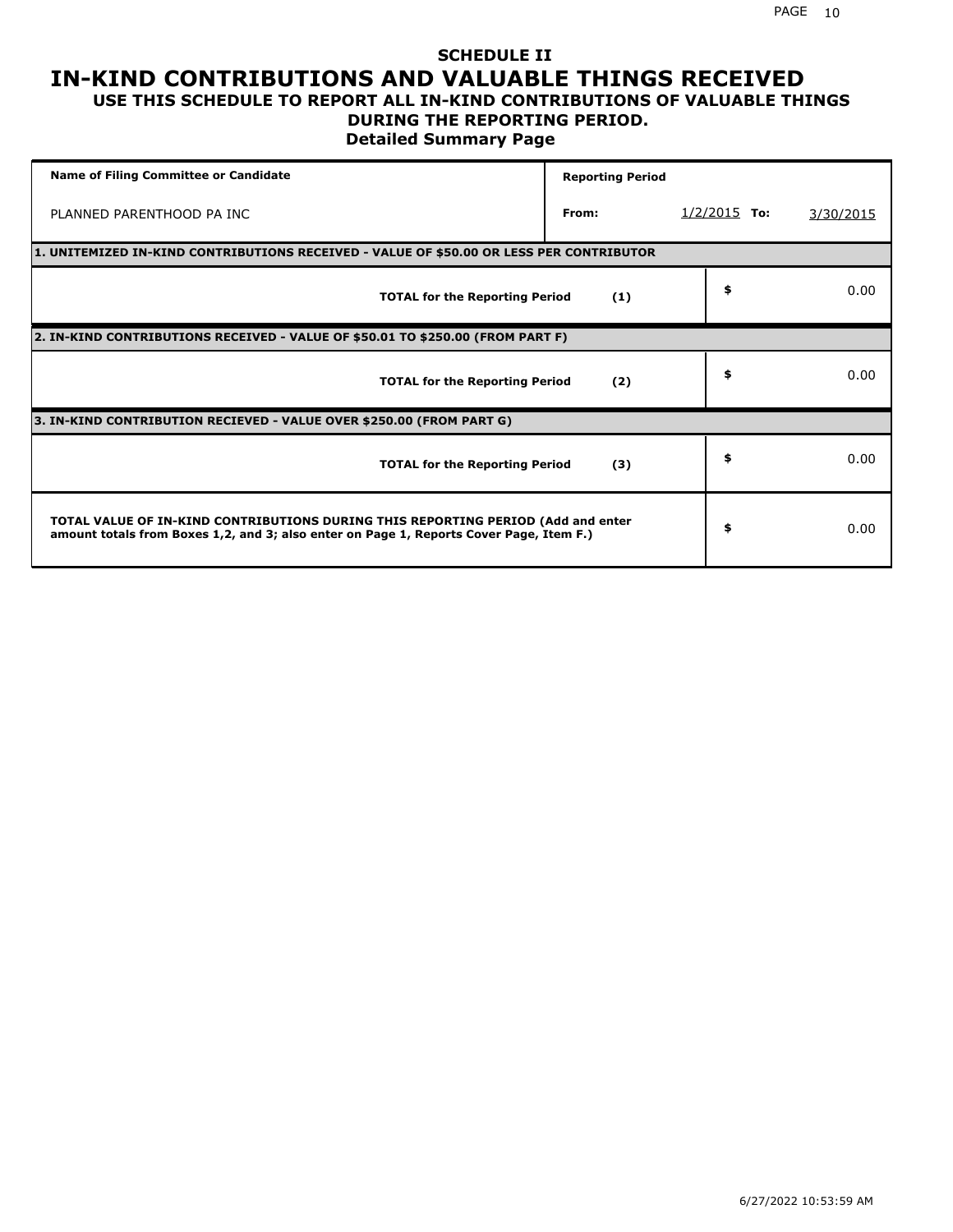# SCHEDULE II
# IN-KIND CONTRIBUTIONS AND VALUABLE THINGS RECEIVED
## USE THIS SCHEDULE TO REPORT ALL IN-KIND CONTRIBUTIONS OF VALUABLE THINGS DURING THE REPORTING PERIOD.
### Detailed Summary Page

| Name of Filing Committee or Candidate | Reporting Period | | | |
|---|---|---|---|---|
| PLANNED PARENTHOOD PA INC | From: | 1/2/2015 | To: | 3/30/2015 |

| **1. UNITEMIZED IN-KIND CONTRIBUTIONS RECEIVED - VALUE OF $50.00 OR LESS PER CONTRIBUTOR** | | |
|---|---|---|
| **TOTAL for the Reporting Period** | **(1)** | $ 0.00 |
| **2. IN-KIND CONTRIBUTIONS RECEIVED - VALUE OF $50.01 TO $250.00 (FROM PART F)** | | |
| **TOTAL for the Reporting Period** | **(2)** | $ 0.00 |
| **3. IN-KIND CONTRIBUTION RECIEVED - VALUE OVER $250.00 (FROM PART G)** | | |
| **TOTAL for the Reporting Period** | **(3)** | $ 0.00 |
| **TOTAL VALUE OF IN-KIND CONTRIBUTIONS DURING THIS REPORTING PERIOD (Add and enter amount totals from Boxes 1,2, and 3; also enter on Page 1, Reports Cover Page, Item F.)** | | $ 0.00 |

6/27/2022 10:53:59 AM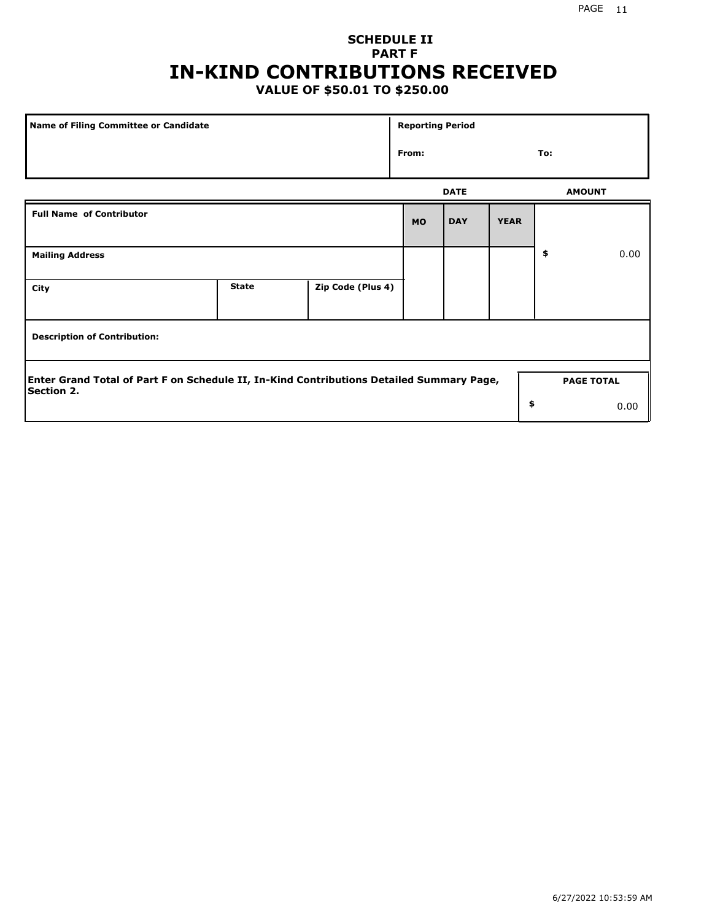# SCHEDULE II
## PART F
# IN-KIND CONTRIBUTIONS RECEIVED
### VALUE OF $50.01 TO $250.00

| Name of Filing Committee or Candidate | Reporting Period | |
|---|---|---|
| | From: | To: |

| Full Name of Contributor | | | DATE MO | DAY | YEAR | AMOUNT |
|---|---|---|---|---|---|---|
| Mailing Address | | | | | | $ 0.00 |
| City | State | Zip Code (Plus 4) | | | | |
| Description of Contribution: | | | | | | |

| Enter Grand Total of Part F on Schedule II, In-Kind Contributions Detailed Summary Page, Section 2. | PAGE TOTAL |
|---|---|
| | $ 0.00 |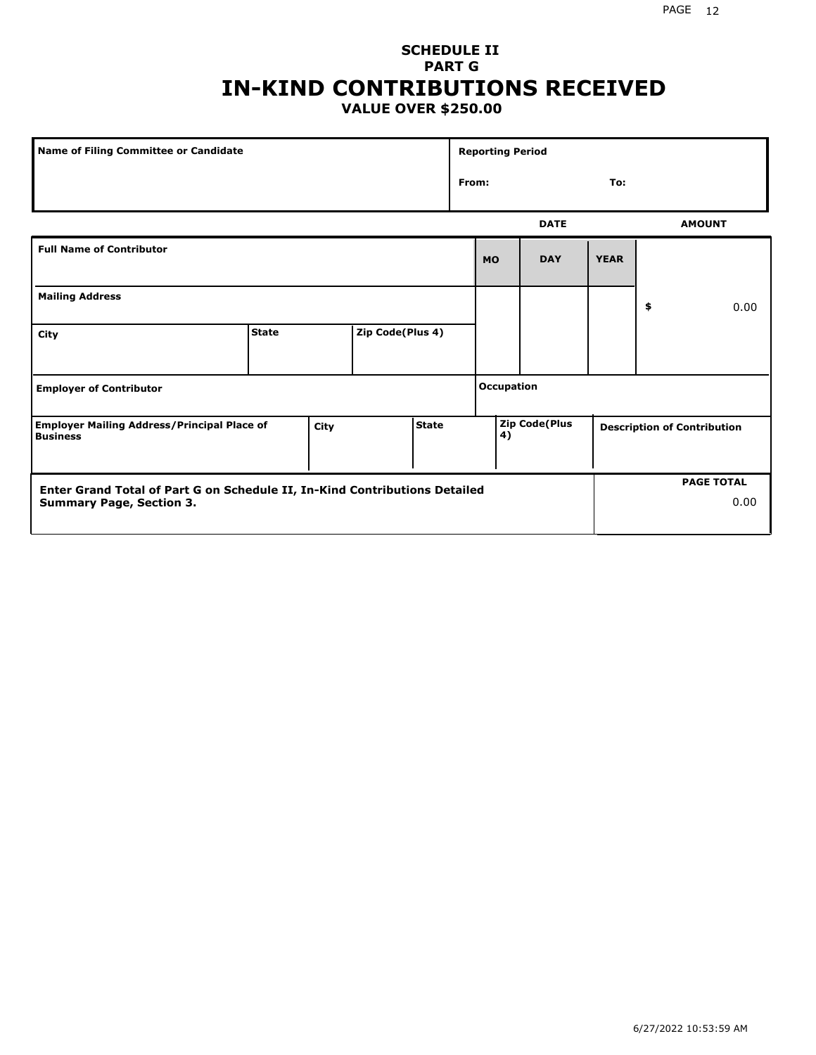# SCHEDULE II
## PART G
# IN-KIND CONTRIBUTIONS RECEIVED
### VALUE OVER $250.00

| Name of Filing Committee or Candidate | Reporting Period |
|---|---|
| | From: To: |

| Full Name of Contributor | | | MO | DAY | YEAR | AMOUNT |
|---|---|---|---|---|---|---|
| Mailing Address | | | | | | $ 0.00 |
| City | State | Zip Code(Plus 4) | | | | |
| Employer of Contributor | | | Occupation | | | |
| Employer Mailing Address/Principal Place of Business | City | State | Zip Code(Plus 4) | | | Description of Contribution |

| Enter Grand Total of Part G on Schedule II, In-Kind Contributions Detailed Summary Page, Section 3. | PAGE TOTAL |
|---|---|
| | 0.00 |

6/27/2022 10:53:59 AM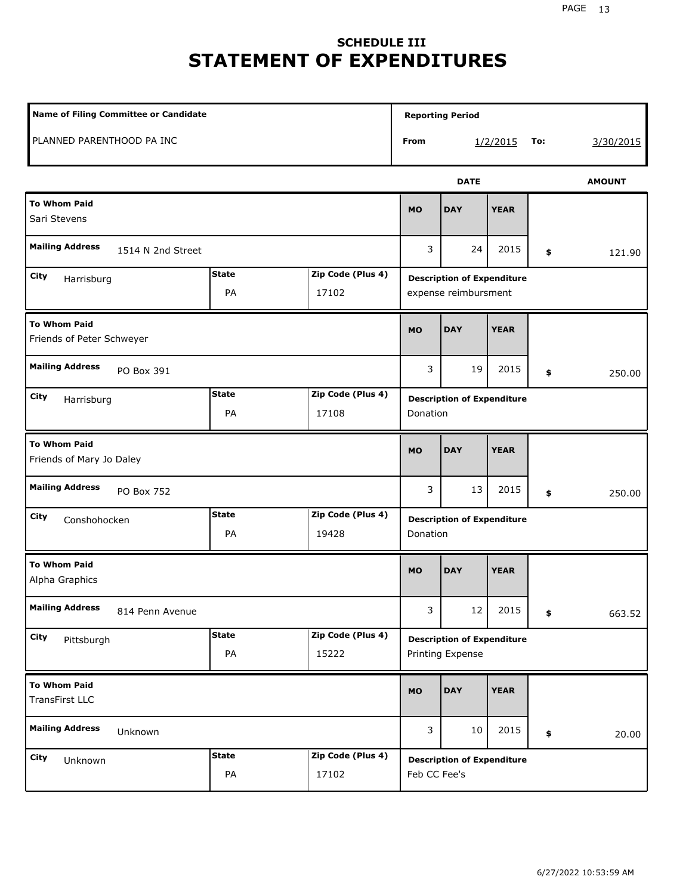# SCHEDULE III
# STATEMENT OF EXPENDITURES

| Name of Filing Committee or Candidate | Reporting Period |
|---|---|
| PLANNED PARENTHOOD PA INC | From 1/2/2015 To: 3/30/2015 |

| To Whom Paid | Mailing Address | City | State | Zip Code (Plus 4) | MO | DAY | YEAR | AMOUNT | Description of Expenditure |
|---|---|---|---|---|---|---|---|---|---|
| Sari Stevens | 1514 N 2nd Street | Harrisburg | PA | 17102 | 3 | 24 | 2015 | $ 121.90 | expense reimbursment |
| Friends of Peter Schweyer | PO Box 391 | Harrisburg | PA | 17108 | 3 | 19 | 2015 | $ 250.00 | Donation |
| Friends of Mary Jo Daley | PO Box 752 | Conshohocken | PA | 19428 | 3 | 13 | 2015 | $ 250.00 | Donation |
| Alpha Graphics | 814 Penn Avenue | Pittsburgh | PA | 15222 | 3 | 12 | 2015 | $ 663.52 | Printing Expense |
| TransFirst LLC | Unknown | Unknown | PA | 17102 | 3 | 10 | 2015 | $ 20.00 | Feb CC Fee's |

6/27/2022 10:53:59 AM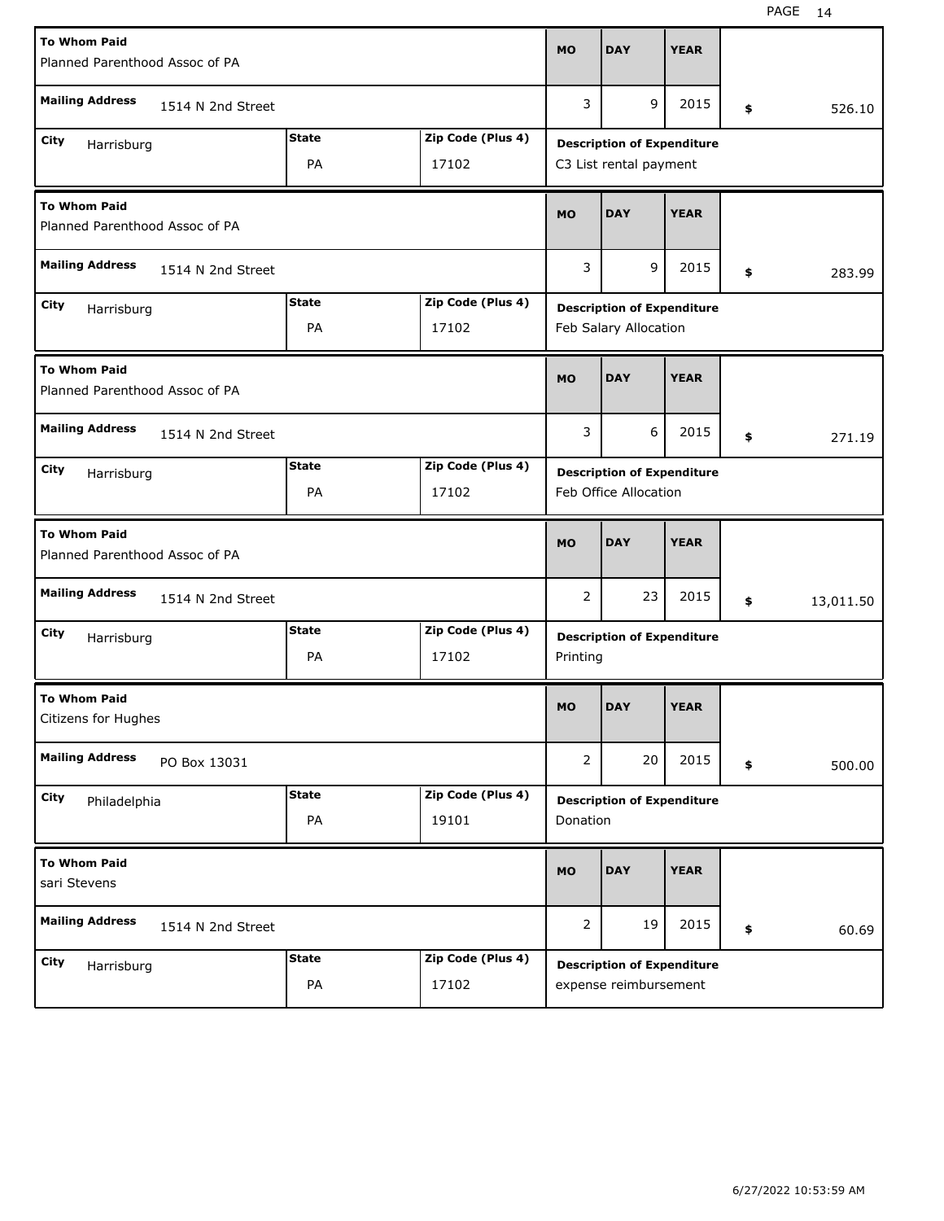| To Whom Paid | Mailing Address | City | State | Zip Code (Plus 4) | MO | DAY | YEAR | Amount | Description of Expenditure |
|---|---|---|---|---|---|---|---|---|---|
| Planned Parenthood Assoc of PA | 1514 N 2nd Street | Harrisburg | PA | 17102 | 3 | 9 | 2015 | $ 526.10 | C3 List rental payment |
| Planned Parenthood Assoc of PA | 1514 N 2nd Street | Harrisburg | PA | 17102 | 3 | 9 | 2015 | $ 283.99 | Feb Salary Allocation |
| Planned Parenthood Assoc of PA | 1514 N 2nd Street | Harrisburg | PA | 17102 | 3 | 6 | 2015 | $ 271.19 | Feb Office Allocation |
| Planned Parenthood Assoc of PA | 1514 N 2nd Street | Harrisburg | PA | 17102 | 2 | 23 | 2015 | $ 13,011.50 | Printing |
| Citizens for Hughes | PO Box 13031 | Philadelphia | PA | 19101 | 2 | 20 | 2015 | $ 500.00 | Donation |
| sari Stevens | 1514 N 2nd Street | Harrisburg | PA | 17102 | 2 | 19 | 2015 | $ 60.69 | expense reimbursement |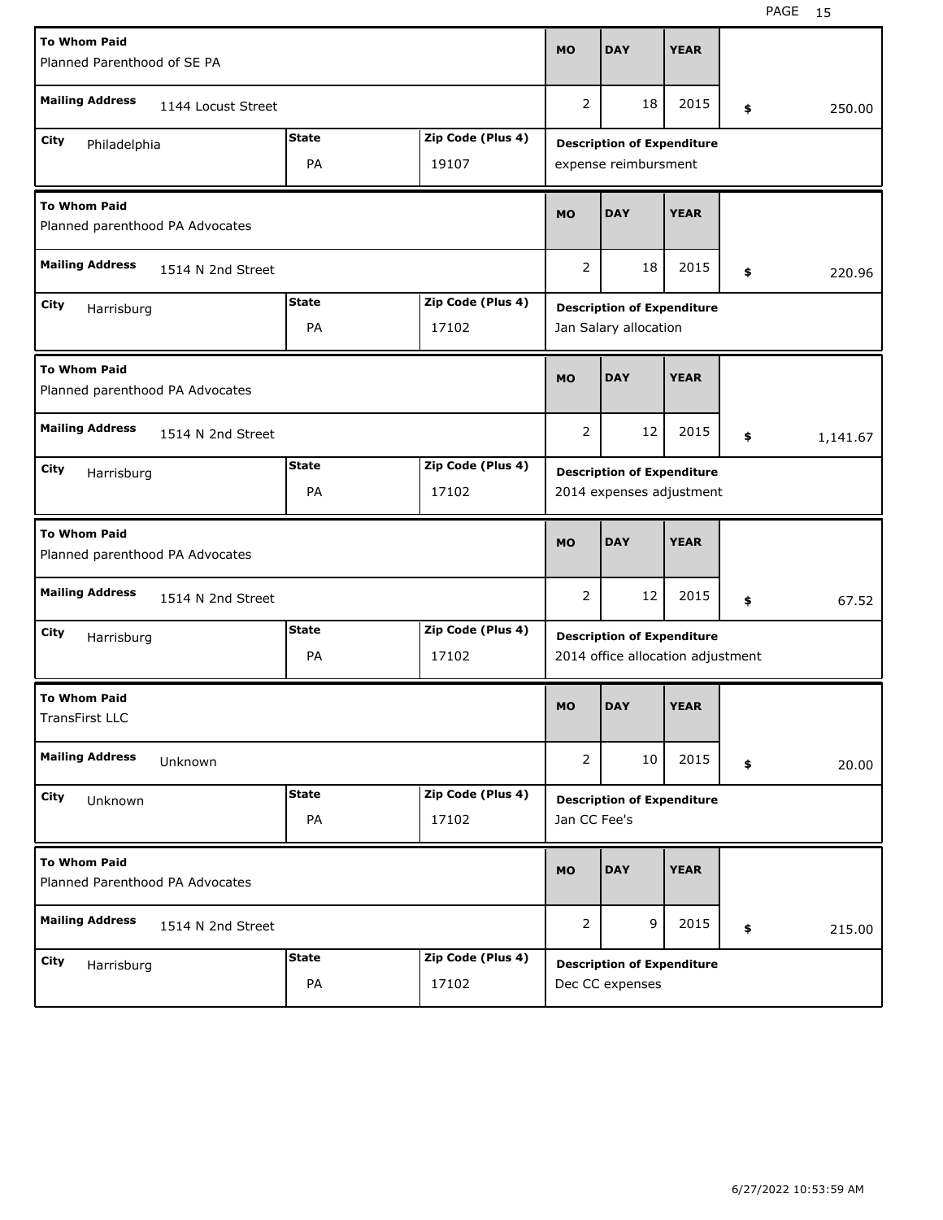| To Whom Paid | Mailing Address | City | State | Zip Code (Plus 4) | MO | DAY | YEAR | $ | Description of Expenditure |
|---|---|---|---|---|---|---|---|---|---|
| Planned Parenthood of SE PA | 1144 Locust Street | Philadelphia | PA | 19107 | 2 | 18 | 2015 | 250.00 | expense reimbursment |
| Planned parenthood PA Advocates | 1514 N 2nd Street | Harrisburg | PA | 17102 | 2 | 18 | 2015 | 220.96 | Jan Salary allocation |
| Planned parenthood PA Advocates | 1514 N 2nd Street | Harrisburg | PA | 17102 | 2 | 12 | 2015 | 1,141.67 | 2014 expenses adjustment |
| Planned parenthood PA Advocates | 1514 N 2nd Street | Harrisburg | PA | 17102 | 2 | 12 | 2015 | 67.52 | 2014 office allocation adjustment |
| TransFirst LLC | Unknown | Unknown | PA | 17102 | 2 | 10 | 2015 | 20.00 | Jan CC Fee's |
| Planned Parenthood PA Advocates | 1514 N 2nd Street | Harrisburg | PA | 17102 | 2 | 9 | 2015 | 215.00 | Dec CC expenses |

6/27/2022 10:53:59 AM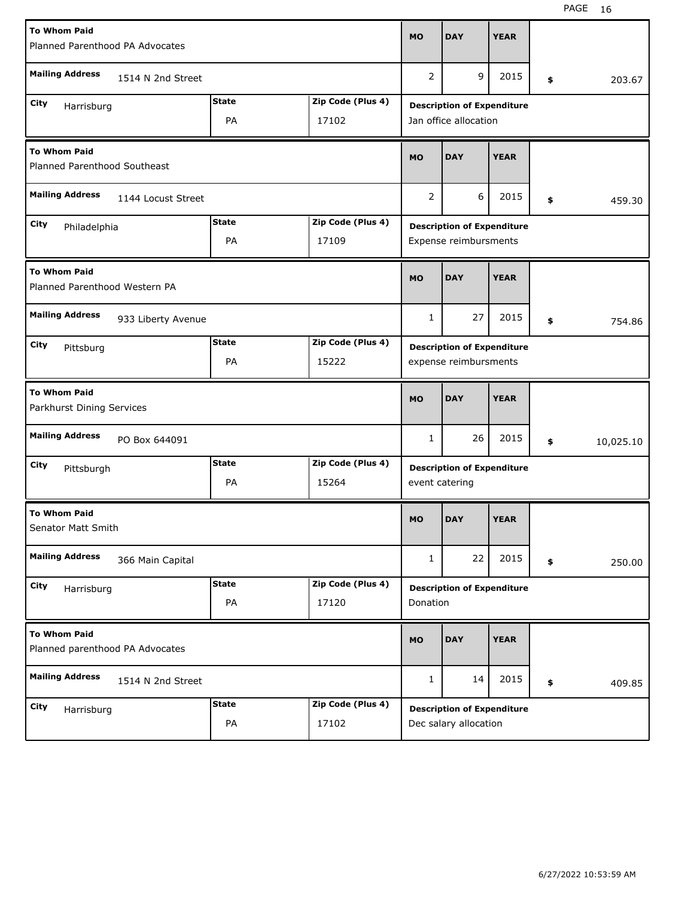| To Whom Paid | Mailing Address | City | State | Zip Code (Plus 4) | MO | DAY | YEAR | Amount | Description of Expenditure |
|---|---|---|---|---|---|---|---|---|---|
| Planned Parenthood PA Advocates | 1514 N 2nd Street | Harrisburg | PA | 17102 | 2 | 9 | 2015 | $ 203.67 | Jan office allocation |
| Planned Parenthood Southeast | 1144 Locust Street | Philadelphia | PA | 17109 | 2 | 6 | 2015 | $ 459.30 | Expense reimbursments |
| Planned Parenthood Western PA | 933 Liberty Avenue | Pittsburg | PA | 15222 | 1 | 27 | 2015 | $ 754.86 | expense reimbursments |
| Parkhurst Dining Services | PO Box 644091 | Pittsburgh | PA | 15264 | 1 | 26 | 2015 | $ 10,025.10 | event catering |
| Senator Matt Smith | 366 Main Capital | Harrisburg | PA | 17120 | 1 | 22 | 2015 | $ 250.00 | Donation |
| Planned parenthood PA Advocates | 1514 N 2nd Street | Harrisburg | PA | 17102 | 1 | 14 | 2015 | $ 409.85 | Dec salary allocation |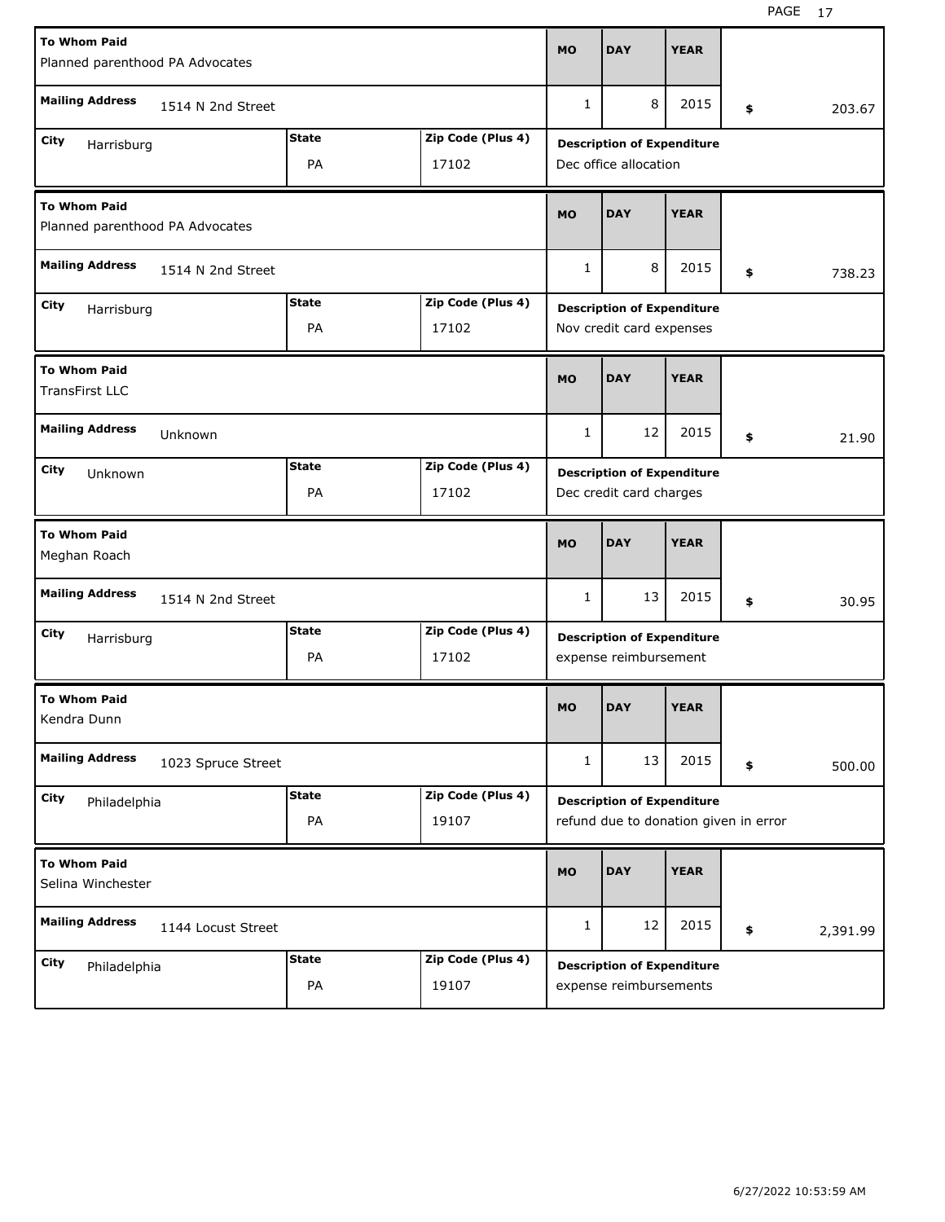| To Whom Paid | Mailing Address | City | State | Zip Code (Plus 4) | MO | DAY | YEAR | $ | Description of Expenditure |
|---|---|---|---|---|---|---|---|---|---|
| Planned parenthood PA Advocates | 1514 N 2nd Street | Harrisburg | PA | 17102 | 1 | 8 | 2015 | 203.67 | Dec office allocation |
| Planned parenthood PA Advocates | 1514 N 2nd Street | Harrisburg | PA | 17102 | 1 | 8 | 2015 | 738.23 | Nov credit card expenses |
| TransFirst LLC | Unknown | Unknown | PA | 17102 | 1 | 12 | 2015 | 21.90 | Dec credit card charges |
| Meghan Roach | 1514 N 2nd Street | Harrisburg | PA | 17102 | 1 | 13 | 2015 | 30.95 | expense reimbursement |
| Kendra Dunn | 1023 Spruce Street | Philadelphia | PA | 19107 | 1 | 13 | 2015 | 500.00 | refund due to donation given in error |
| Selina Winchester | 1144 Locust Street | Philadelphia | PA | 19107 | 1 | 12 | 2015 | 2,391.99 | expense reimbursements |

6/27/2022 10:53:59 AM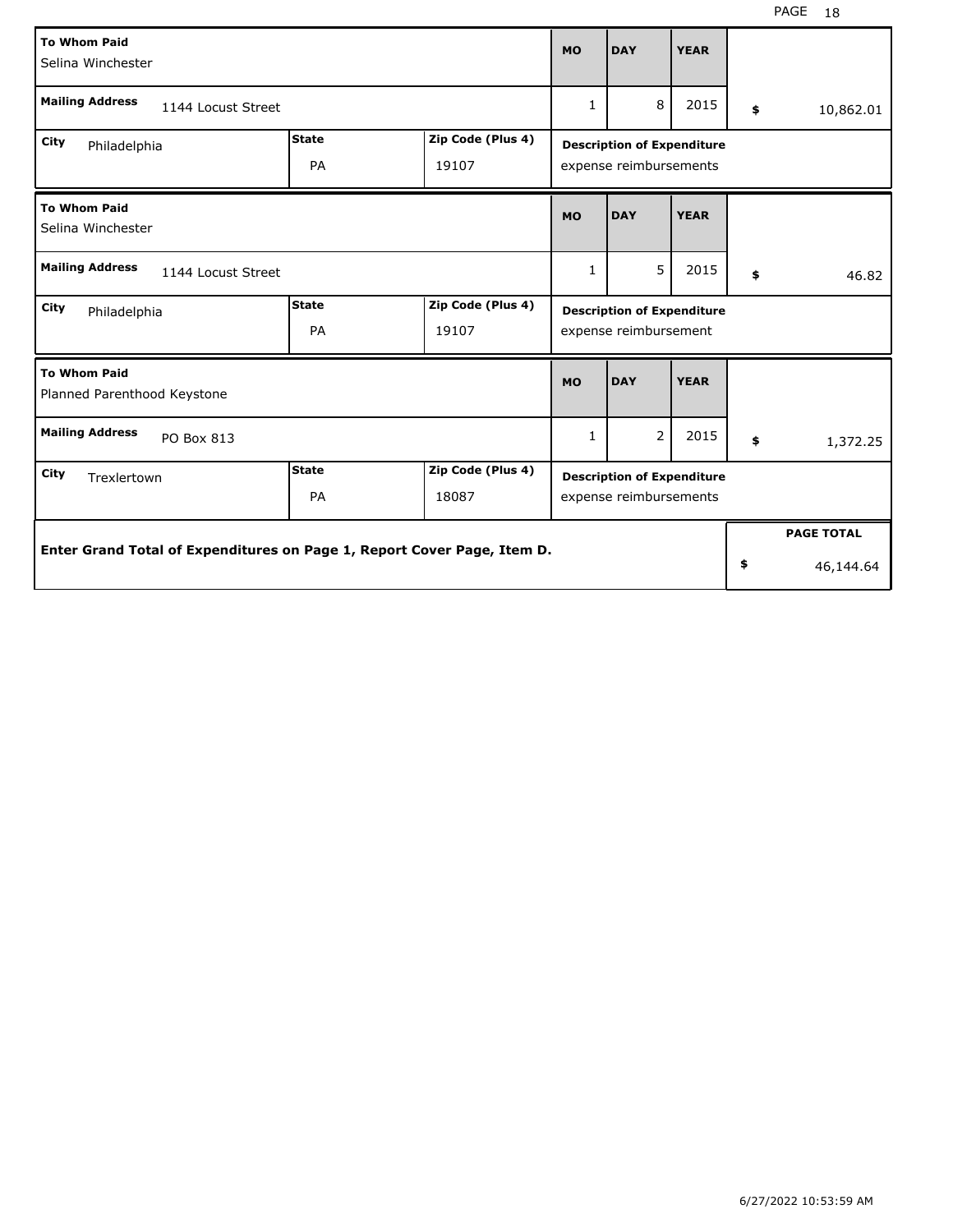| To Whom Paid | | | MO | DAY | YEAR | |
|---|---|---|---|---|---|---|
| Selina Winchester | | | | | | |
| **Mailing Address** 1144 Locust Street | | | 1 | 8 | 2015 | $ 10,862.01 |
| **City** Philadelphia | **State** PA | **Zip Code (Plus 4)** 19107 | **Description of Expenditure** expense reimbursements | | | |

| To Whom Paid | | | MO | DAY | YEAR | |
|---|---|---|---|---|---|---|
| Selina Winchester | | | | | | |
| **Mailing Address** 1144 Locust Street | | | 1 | 5 | 2015 | $ 46.82 |
| **City** Philadelphia | **State** PA | **Zip Code (Plus 4)** 19107 | **Description of Expenditure** expense reimbursement | | | |

| To Whom Paid | | | MO | DAY | YEAR | |
|---|---|---|---|---|---|---|
| Planned Parenthood Keystone | | | | | | |
| **Mailing Address** PO Box 813 | | | 1 | 2 | 2015 | $ 1,372.25 |
| **City** Trexlertown | **State** PA | **Zip Code (Plus 4)** 18087 | **Description of Expenditure** expense reimbursements | | | |

| | |
|---|---|
| **Enter Grand Total of Expenditures on Page 1, Report Cover Page, Item D.** | **PAGE TOTAL** $ 46,144.64 |

6/27/2022 10:53:59 AM